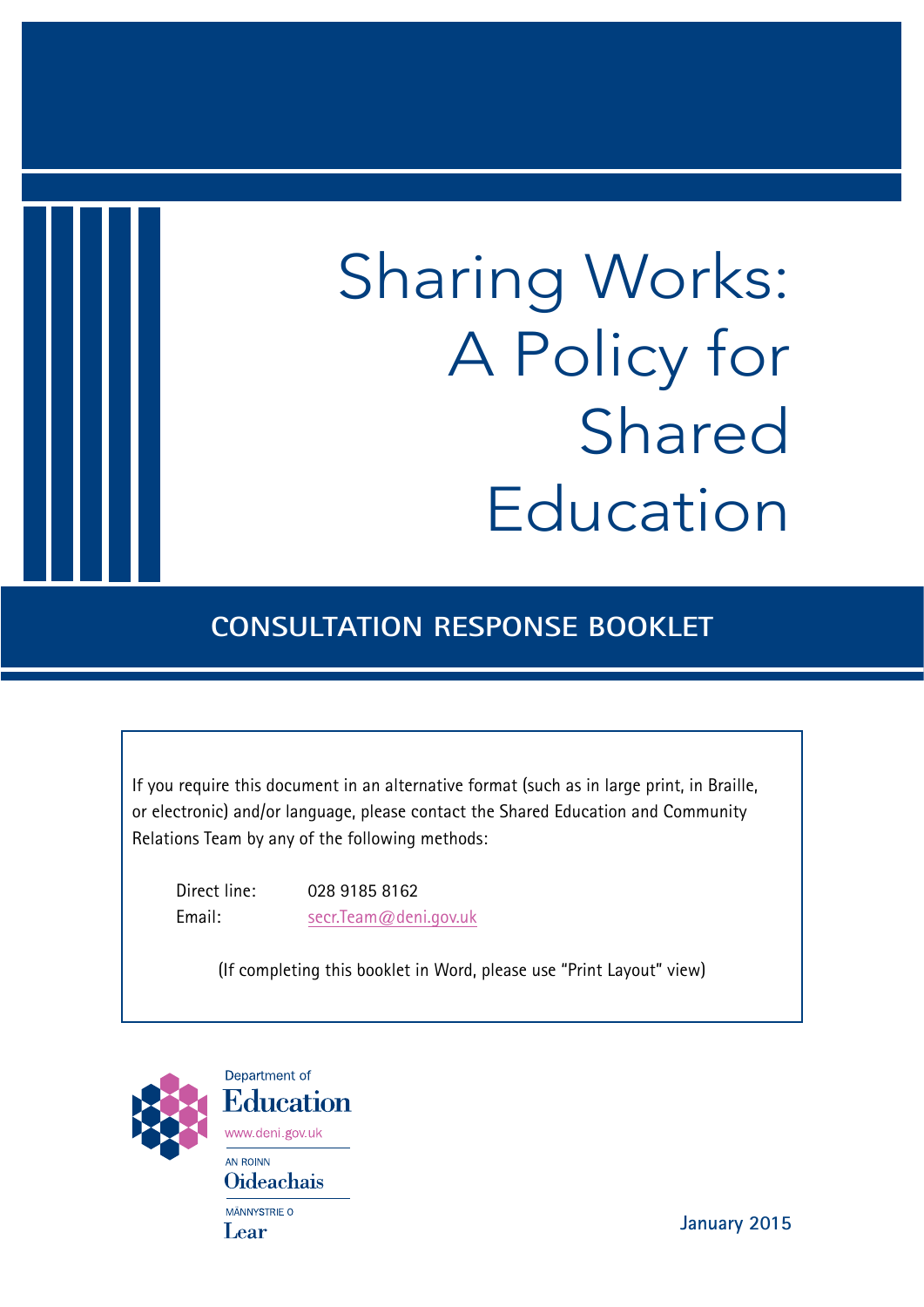# Sharing Works: A Policy for Shared Education

## CONSULTATION RESPONSE BOOKLET

If you require this document in an alternative format (such as in large print, in Braille, or electronic) and/or language, please contact the Shared Education and Community Relations Team by any of the following methods:

Direct line: 028 9185 8162
Email: secr.Team@deni.gov.uk

(If completing this booklet in Word, please use "Print Layout" view)

Department of Education
www.deni.gov.uk
AN ROINN Oideachais
MÄNNYSTRIE O Lear

January 2015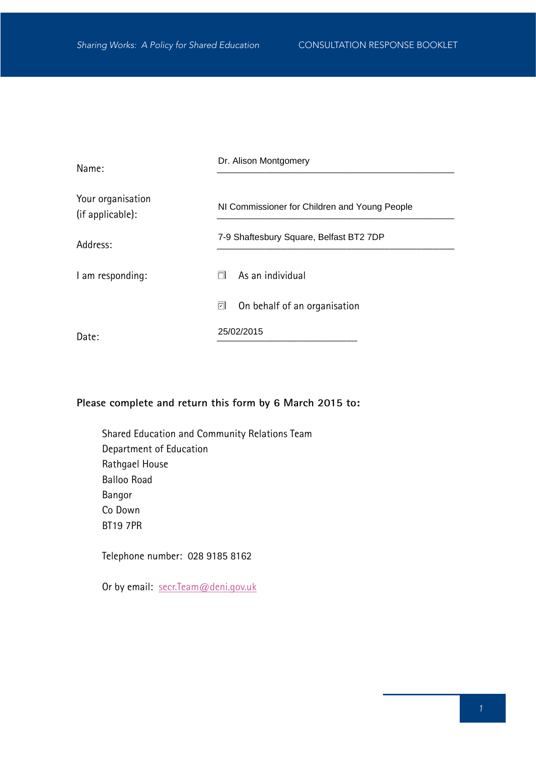| | |
|---|---|
| Name: | Dr. Alison Montgomery |
| Your organisation (if applicable): | NI Commissioner for Children and Young People |
| Address: | 7-9 Shaftesbury Square, Belfast BT2 7DP |
| I am responding: | ☐ As an individual |
| | ☑ On behalf of an organisation |
| Date: | 25/02/2015 |

**Please complete and return this form by 6 March 2015 to:**

Shared Education and Community Relations Team
Department of Education
Rathgael House
Balloo Road
Bangor
Co Down
BT19 7PR

Telephone number: 028 9185 8162

Or by email: secr.Team@deni.gov.uk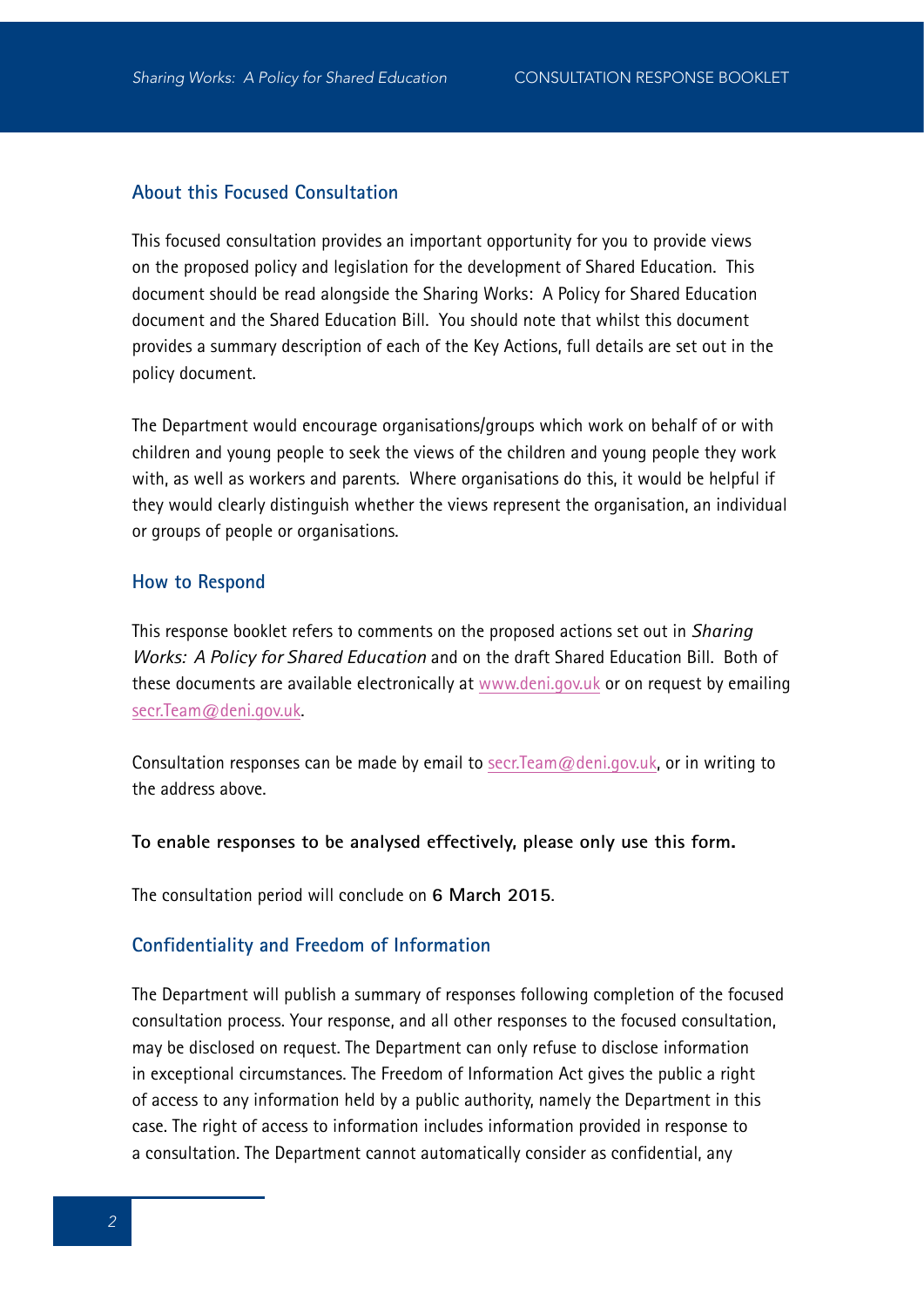## About this Focused Consultation

This focused consultation provides an important opportunity for you to provide views on the proposed policy and legislation for the development of Shared Education. This document should be read alongside the Sharing Works: A Policy for Shared Education document and the Shared Education Bill. You should note that whilst this document provides a summary description of each of the Key Actions, full details are set out in the policy document.

The Department would encourage organisations/groups which work on behalf of or with children and young people to seek the views of the children and young people they work with, as well as workers and parents. Where organisations do this, it would be helpful if they would clearly distinguish whether the views represent the organisation, an individual or groups of people or organisations.

## How to Respond

This response booklet refers to comments on the proposed actions set out in *Sharing Works: A Policy for Shared Education* and on the draft Shared Education Bill. Both of these documents are available electronically at www.deni.gov.uk or on request by emailing secr.Team@deni.gov.uk.

Consultation responses can be made by email to secr.Team@deni.gov.uk, or in writing to the address above.

**To enable responses to be analysed effectively, please only use this form.**

The consultation period will conclude on **6 March 2015**.

## Confidentiality and Freedom of Information

The Department will publish a summary of responses following completion of the focused consultation process. Your response, and all other responses to the focused consultation, may be disclosed on request. The Department can only refuse to disclose information in exceptional circumstances. The Freedom of Information Act gives the public a right of access to any information held by a public authority, namely the Department in this case. The right of access to information includes information provided in response to a consultation. The Department cannot automatically consider as confidential, any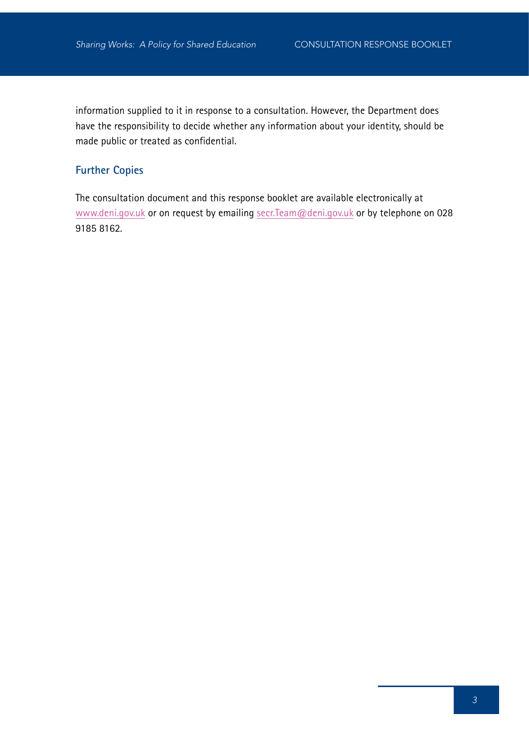information supplied to it in response to a consultation. However, the Department does have the responsibility to decide whether any information about your identity, should be made public or treated as confidential.

## Further Copies

The consultation document and this response booklet are available electronically at www.deni.gov.uk or on request by emailing secr.Team@deni.gov.uk or by telephone on 028 9185 8162.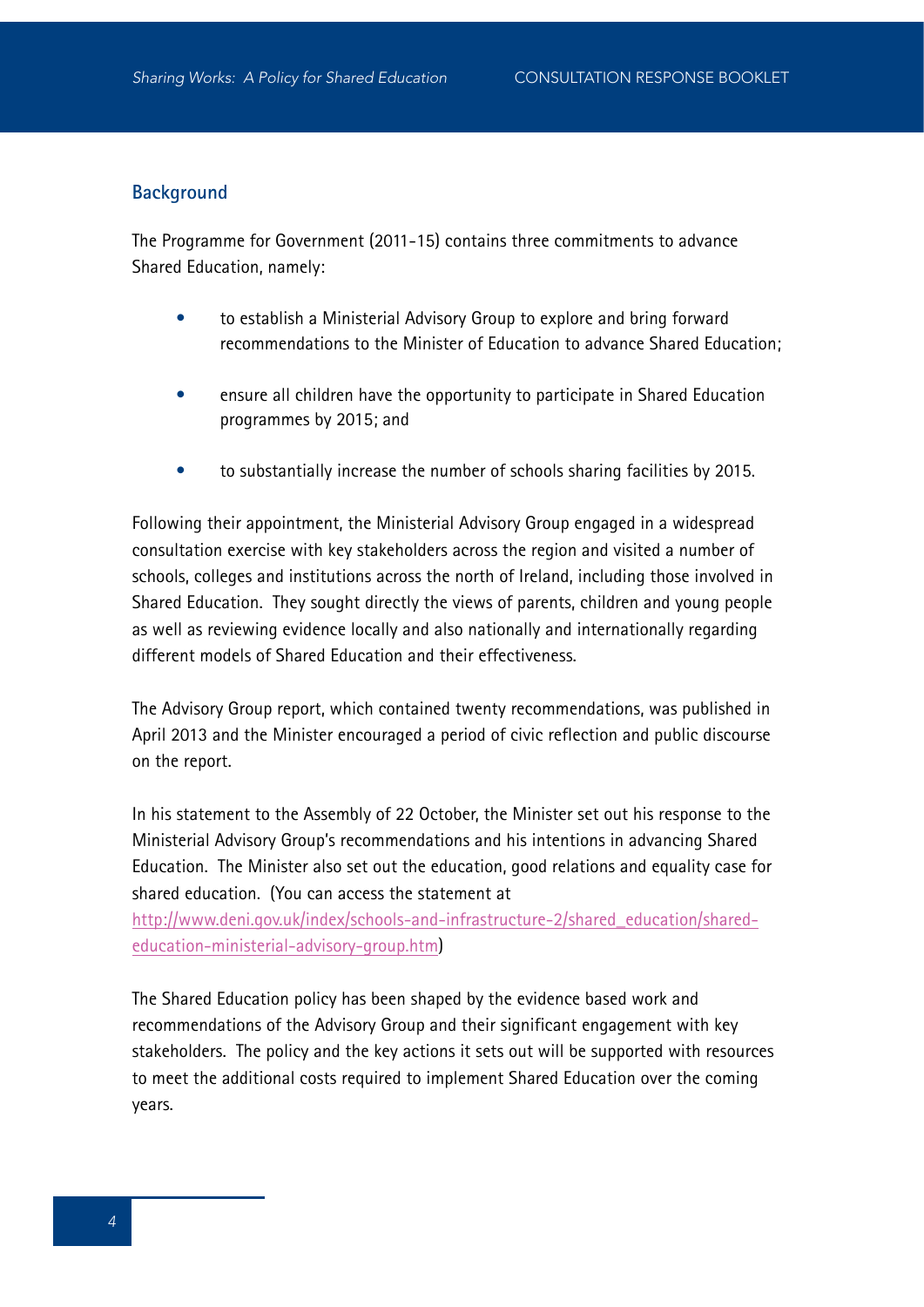## Background

The Programme for Government (2011-15) contains three commitments to advance Shared Education, namely:

- to establish a Ministerial Advisory Group to explore and bring forward recommendations to the Minister of Education to advance Shared Education;
- ensure all children have the opportunity to participate in Shared Education programmes by 2015; and
- to substantially increase the number of schools sharing facilities by 2015.

Following their appointment, the Ministerial Advisory Group engaged in a widespread consultation exercise with key stakeholders across the region and visited a number of schools, colleges and institutions across the north of Ireland, including those involved in Shared Education. They sought directly the views of parents, children and young people as well as reviewing evidence locally and also nationally and internationally regarding different models of Shared Education and their effectiveness.

The Advisory Group report, which contained twenty recommendations, was published in April 2013 and the Minister encouraged a period of civic reflection and public discourse on the report.

In his statement to the Assembly of 22 October, the Minister set out his response to the Ministerial Advisory Group's recommendations and his intentions in advancing Shared Education. The Minister also set out the education, good relations and equality case for shared education. (You can access the statement at http://www.deni.gov.uk/index/schools-and-infrastructure-2/shared_education/shared-education-ministerial-advisory-group.htm)

The Shared Education policy has been shaped by the evidence based work and recommendations of the Advisory Group and their significant engagement with key stakeholders. The policy and the key actions it sets out will be supported with resources to meet the additional costs required to implement Shared Education over the coming years.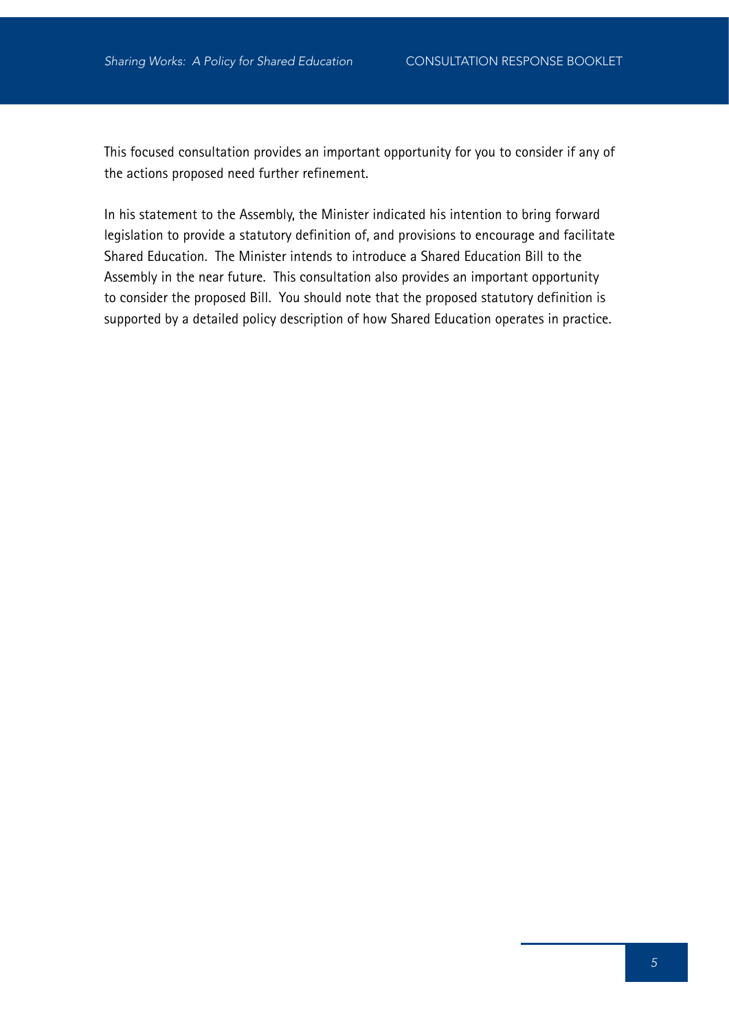This focused consultation provides an important opportunity for you to consider if any of the actions proposed need further refinement.

In his statement to the Assembly, the Minister indicated his intention to bring forward legislation to provide a statutory definition of, and provisions to encourage and facilitate Shared Education. The Minister intends to introduce a Shared Education Bill to the Assembly in the near future. This consultation also provides an important opportunity to consider the proposed Bill. You should note that the proposed statutory definition is supported by a detailed policy description of how Shared Education operates in practice.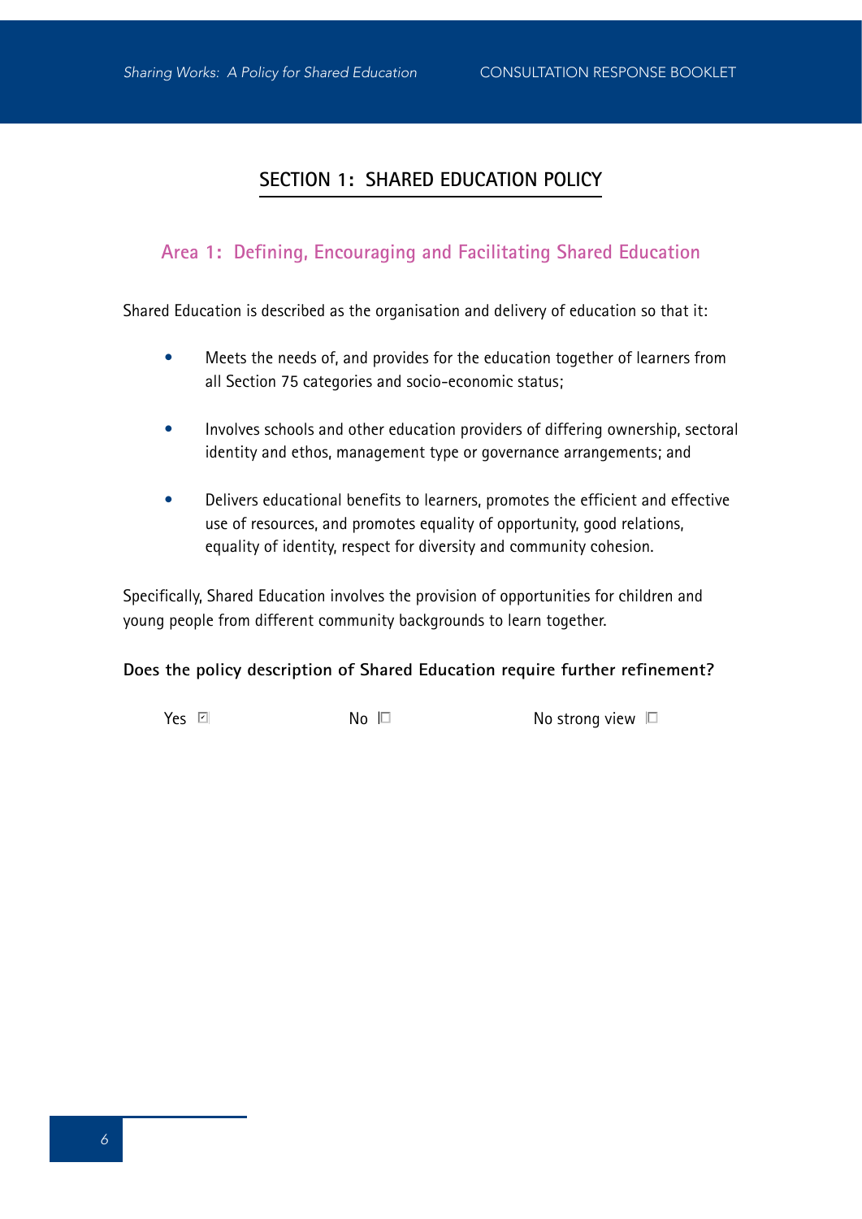## SECTION 1: SHARED EDUCATION POLICY

### Area 1: Defining, Encouraging and Facilitating Shared Education

Shared Education is described as the organisation and delivery of education so that it:

- Meets the needs of, and provides for the education together of learners from all Section 75 categories and socio-economic status;
- Involves schools and other education providers of differing ownership, sectoral identity and ethos, management type or governance arrangements; and
- Delivers educational benefits to learners, promotes the efficient and effective use of resources, and promotes equality of opportunity, good relations, equality of identity, respect for diversity and community cohesion.

Specifically, Shared Education involves the provision of opportunities for children and young people from different community backgrounds to learn together.

**Does the policy description of Shared Education require further refinement?**

Yes ☑ No ☐ No strong view ☐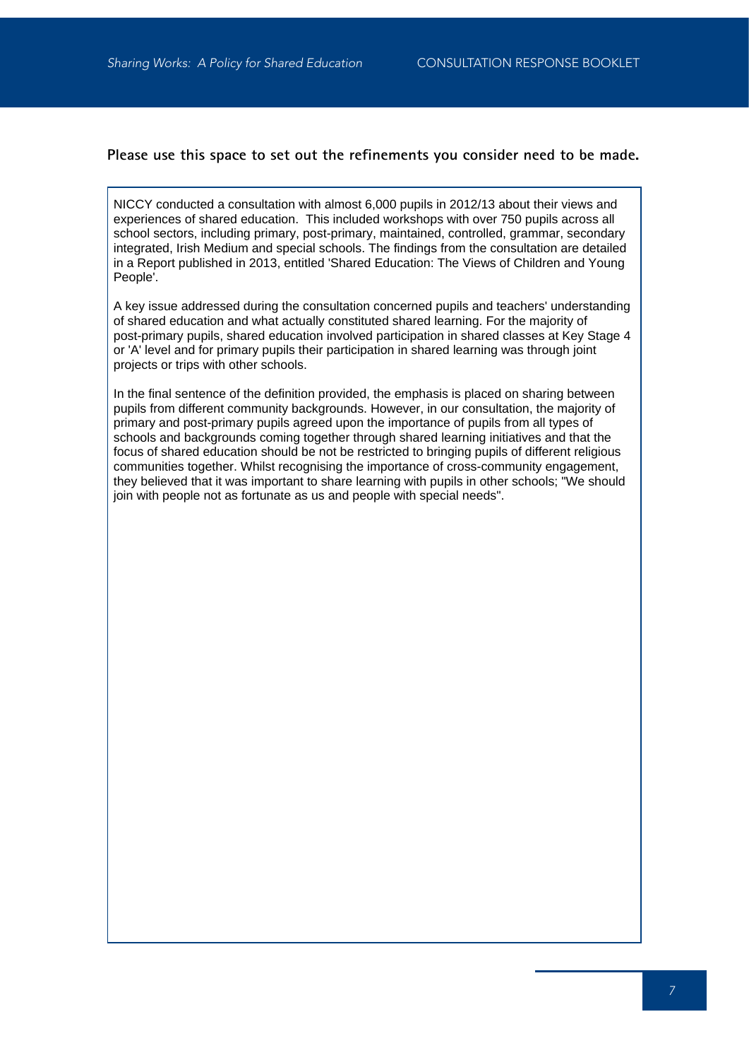**Please use this space to set out the refinements you consider need to be made.**

NICCY conducted a consultation with almost 6,000 pupils in 2012/13 about their views and experiences of shared education. This included workshops with over 750 pupils across all school sectors, including primary, post-primary, maintained, controlled, grammar, secondary integrated, Irish Medium and special schools. The findings from the consultation are detailed in a Report published in 2013, entitled 'Shared Education: The Views of Children and Young People'.

A key issue addressed during the consultation concerned pupils and teachers' understanding of shared education and what actually constituted shared learning. For the majority of post-primary pupils, shared education involved participation in shared classes at Key Stage 4 or 'A' level and for primary pupils their participation in shared learning was through joint projects or trips with other schools.

In the final sentence of the definition provided, the emphasis is placed on sharing between pupils from different community backgrounds. However, in our consultation, the majority of primary and post-primary pupils agreed upon the importance of pupils from all types of schools and backgrounds coming together through shared learning initiatives and that the focus of shared education should be not be restricted to bringing pupils of different religious communities together. Whilst recognising the importance of cross-community engagement, they believed that it was important to share learning with pupils in other schools; "We should join with people not as fortunate as us and people with special needs".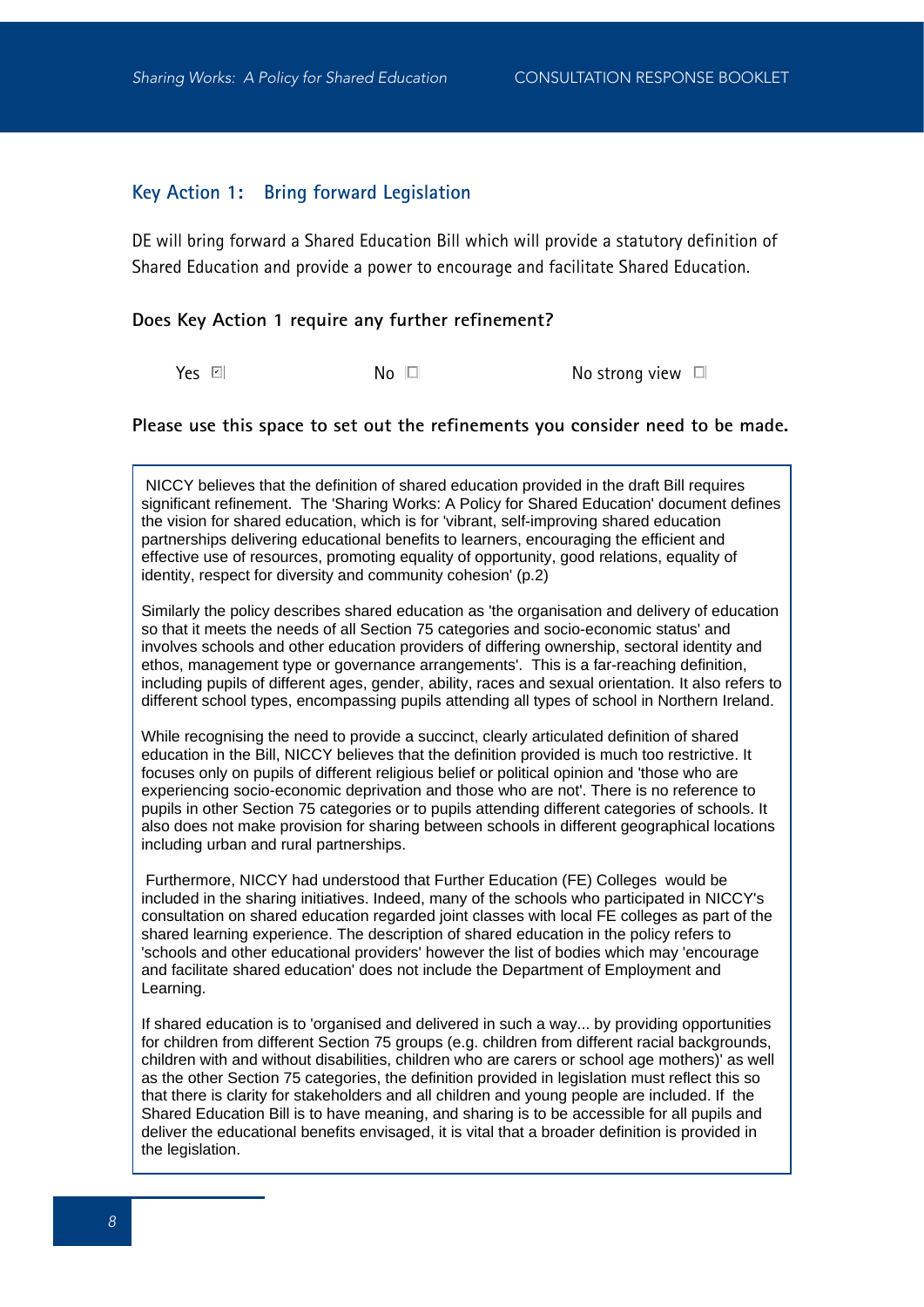## Key Action 1: Bring forward Legislation

DE will bring forward a Shared Education Bill which will provide a statutory definition of Shared Education and provide a power to encourage and facilitate Shared Education.

**Does Key Action 1 require any further refinement?**

Yes ☑ No ☐ No strong view ☐

**Please use this space to set out the refinements you consider need to be made.**

NICCY believes that the definition of shared education provided in the draft Bill requires significant refinement. The 'Sharing Works: A Policy for Shared Education' document defines the vision for shared education, which is for 'vibrant, self-improving shared education partnerships delivering educational benefits to learners, encouraging the efficient and effective use of resources, promoting equality of opportunity, good relations, equality of identity, respect for diversity and community cohesion' (p.2)

Similarly the policy describes shared education as 'the organisation and delivery of education so that it meets the needs of all Section 75 categories and socio-economic status' and involves schools and other education providers of differing ownership, sectoral identity and ethos, management type or governance arrangements'. This is a far-reaching definition, including pupils of different ages, gender, ability, races and sexual orientation. It also refers to different school types, encompassing pupils attending all types of school in Northern Ireland.

While recognising the need to provide a succinct, clearly articulated definition of shared education in the Bill, NICCY believes that the definition provided is much too restrictive. It focuses only on pupils of different religious belief or political opinion and 'those who are experiencing socio-economic deprivation and those who are not'. There is no reference to pupils in other Section 75 categories or to pupils attending different categories of schools. It also does not make provision for sharing between schools in different geographical locations including urban and rural partnerships.

Furthermore, NICCY had understood that Further Education (FE) Colleges would be included in the sharing initiatives. Indeed, many of the schools who participated in NICCY's consultation on shared education regarded joint classes with local FE colleges as part of the shared learning experience. The description of shared education in the policy refers to 'schools and other educational providers' however the list of bodies which may 'encourage and facilitate shared education' does not include the Department of Employment and Learning.

If shared education is to 'organised and delivered in such a way... by providing opportunities for children from different Section 75 groups (e.g. children from different racial backgrounds, children with and without disabilities, children who are carers or school age mothers)' as well as the other Section 75 categories, the definition provided in legislation must reflect this so that there is clarity for stakeholders and all children and young people are included. If the Shared Education Bill is to have meaning, and sharing is to be accessible for all pupils and deliver the educational benefits envisaged, it is vital that a broader definition is provided in the legislation.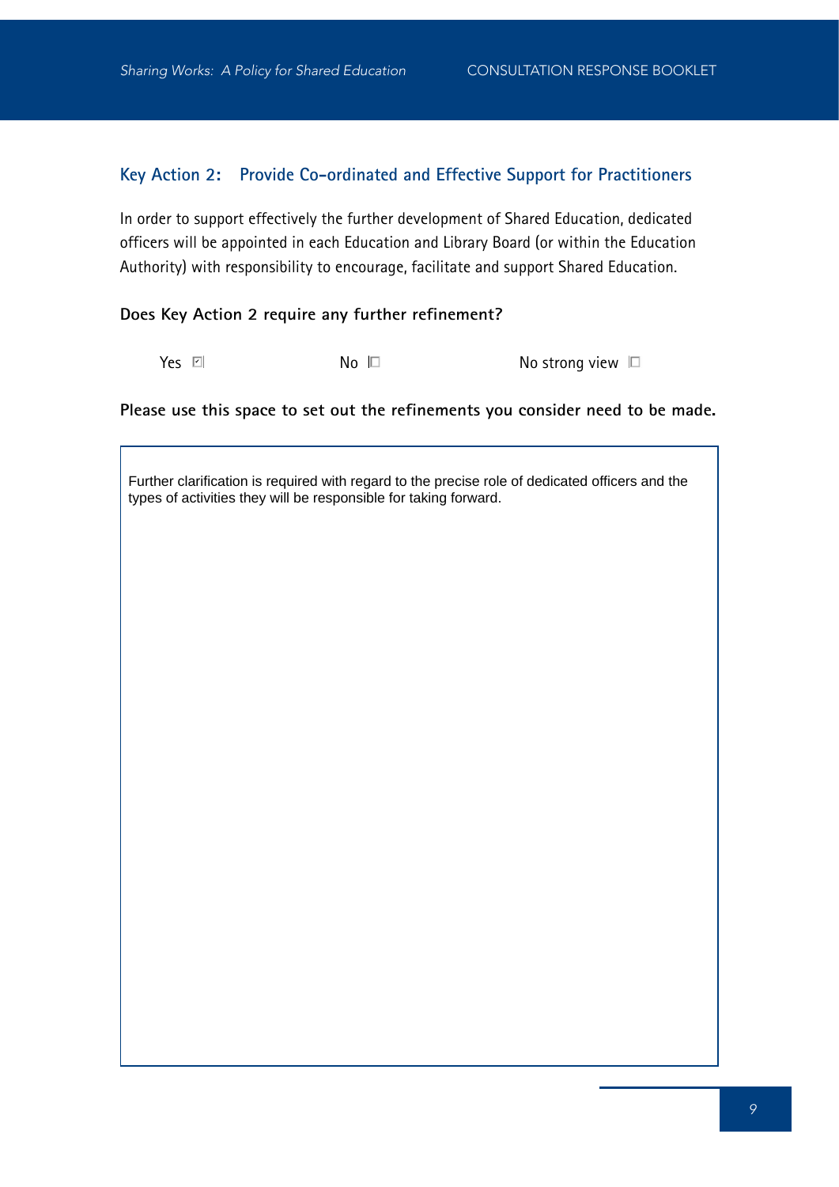## Key Action 2: Provide Co-ordinated and Effective Support for Practitioners

In order to support effectively the further development of Shared Education, dedicated officers will be appointed in each Education and Library Board (or within the Education Authority) with responsibility to encourage, facilitate and support Shared Education.

**Does Key Action 2 require any further refinement?**

Yes ☑ No ☐ No strong view ☐

**Please use this space to set out the refinements you consider need to be made.**

Further clarification is required with regard to the precise role of dedicated officers and the types of activities they will be responsible for taking forward.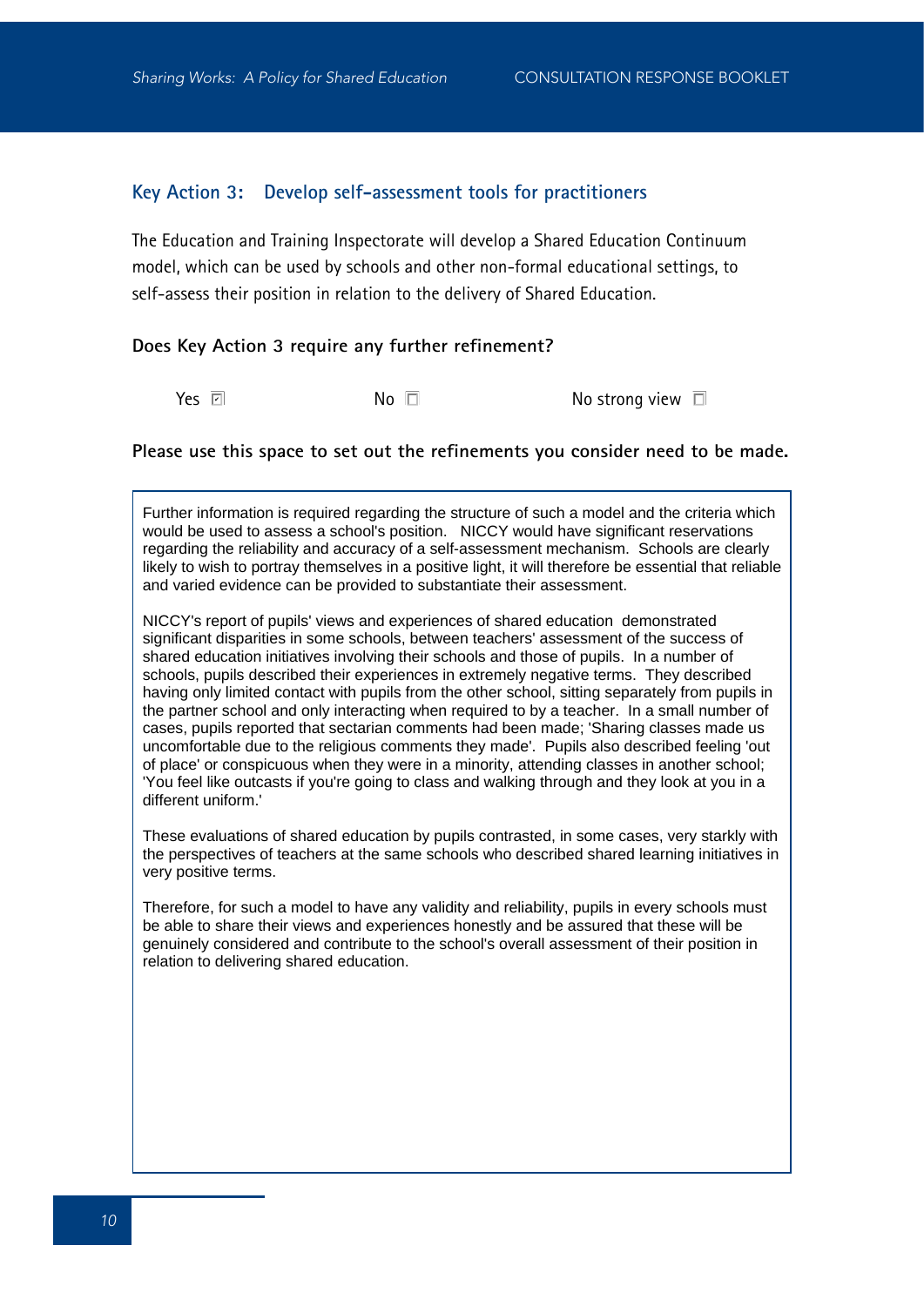## Key Action 3: Develop self-assessment tools for practitioners

The Education and Training Inspectorate will develop a Shared Education Continuum model, which can be used by schools and other non-formal educational settings, to self-assess their position in relation to the delivery of Shared Education.

**Does Key Action 3 require any further refinement?**

Yes ☑ No ☐ No strong view ☐

**Please use this space to set out the refinements you consider need to be made.**

Further information is required regarding the structure of such a model and the criteria which would be used to assess a school's position. NICCY would have significant reservations regarding the reliability and accuracy of a self-assessment mechanism. Schools are clearly likely to wish to portray themselves in a positive light, it will therefore be essential that reliable and varied evidence can be provided to substantiate their assessment.

NICCY's report of pupils' views and experiences of shared education demonstrated significant disparities in some schools, between teachers' assessment of the success of shared education initiatives involving their schools and those of pupils. In a number of schools, pupils described their experiences in extremely negative terms. They described having only limited contact with pupils from the other school, sitting separately from pupils in the partner school and only interacting when required to by a teacher. In a small number of cases, pupils reported that sectarian comments had been made; 'Sharing classes made us uncomfortable due to the religious comments they made'. Pupils also described feeling 'out of place' or conspicuous when they were in a minority, attending classes in another school; 'You feel like outcasts if you're going to class and walking through and they look at you in a different uniform.'

These evaluations of shared education by pupils contrasted, in some cases, very starkly with the perspectives of teachers at the same schools who described shared learning initiatives in very positive terms.

Therefore, for such a model to have any validity and reliability, pupils in every schools must be able to share their views and experiences honestly and be assured that these will be genuinely considered and contribute to the school's overall assessment of their position in relation to delivering shared education.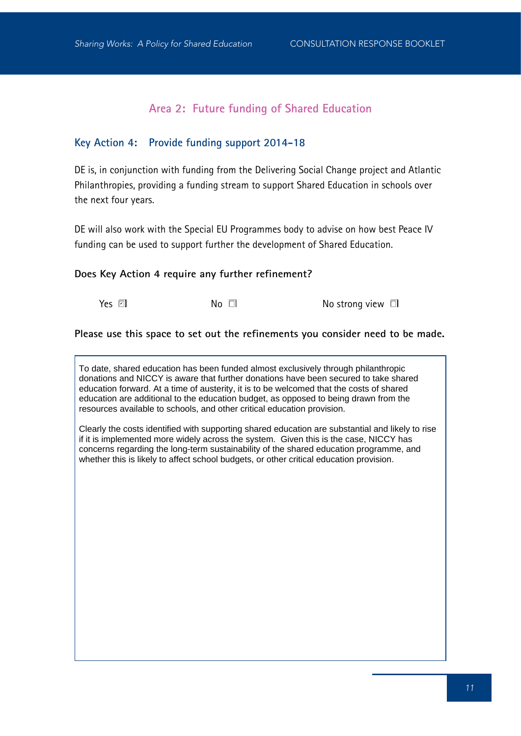## Area 2: Future funding of Shared Education

### Key Action 4: Provide funding support 2014-18

DE is, in conjunction with funding from the Delivering Social Change project and Atlantic Philanthropies, providing a funding stream to support Shared Education in schools over the next four years.

DE will also work with the Special EU Programmes body to advise on how best Peace IV funding can be used to support further the development of Shared Education.

**Does Key Action 4 require any further refinement?**

Yes ☑ No ☐ No strong view ☐

**Please use this space to set out the refinements you consider need to be made.**

To date, shared education has been funded almost exclusively through philanthropic donations and NICCY is aware that further donations have been secured to take shared education forward. At a time of austerity, it is to be welcomed that the costs of shared education are additional to the education budget, as opposed to being drawn from the resources available to schools, and other critical education provision.

Clearly the costs identified with supporting shared education are substantial and likely to rise if it is implemented more widely across the system. Given this is the case, NICCY has concerns regarding the long-term sustainability of the shared education programme, and whether this is likely to affect school budgets, or other critical education provision.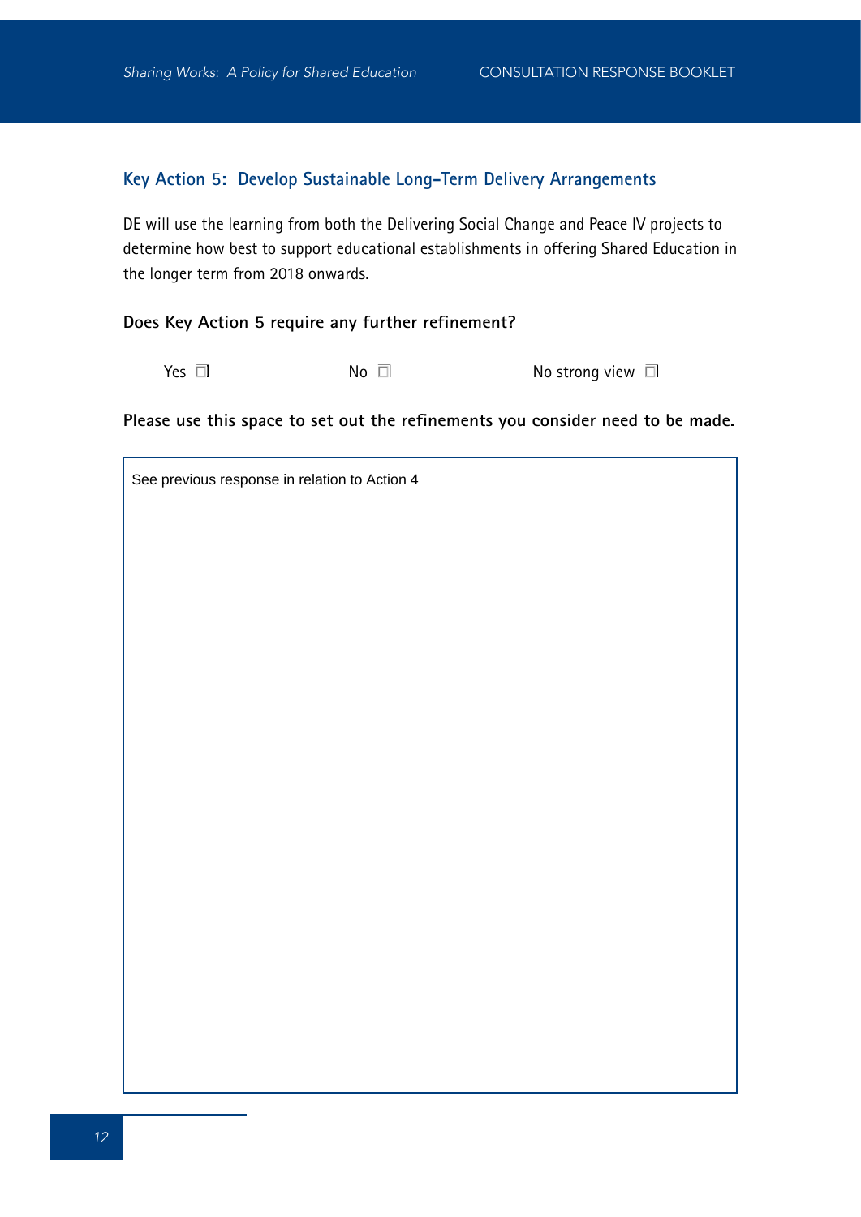### Key Action 5: Develop Sustainable Long-Term Delivery Arrangements

DE will use the learning from both the Delivering Social Change and Peace IV projects to determine how best to support educational establishments in offering Shared Education in the longer term from 2018 onwards.

**Does Key Action 5 require any further refinement?**

Yes ☐ No ☐ No strong view ☐

**Please use this space to set out the refinements you consider need to be made.**

See previous response in relation to Action 4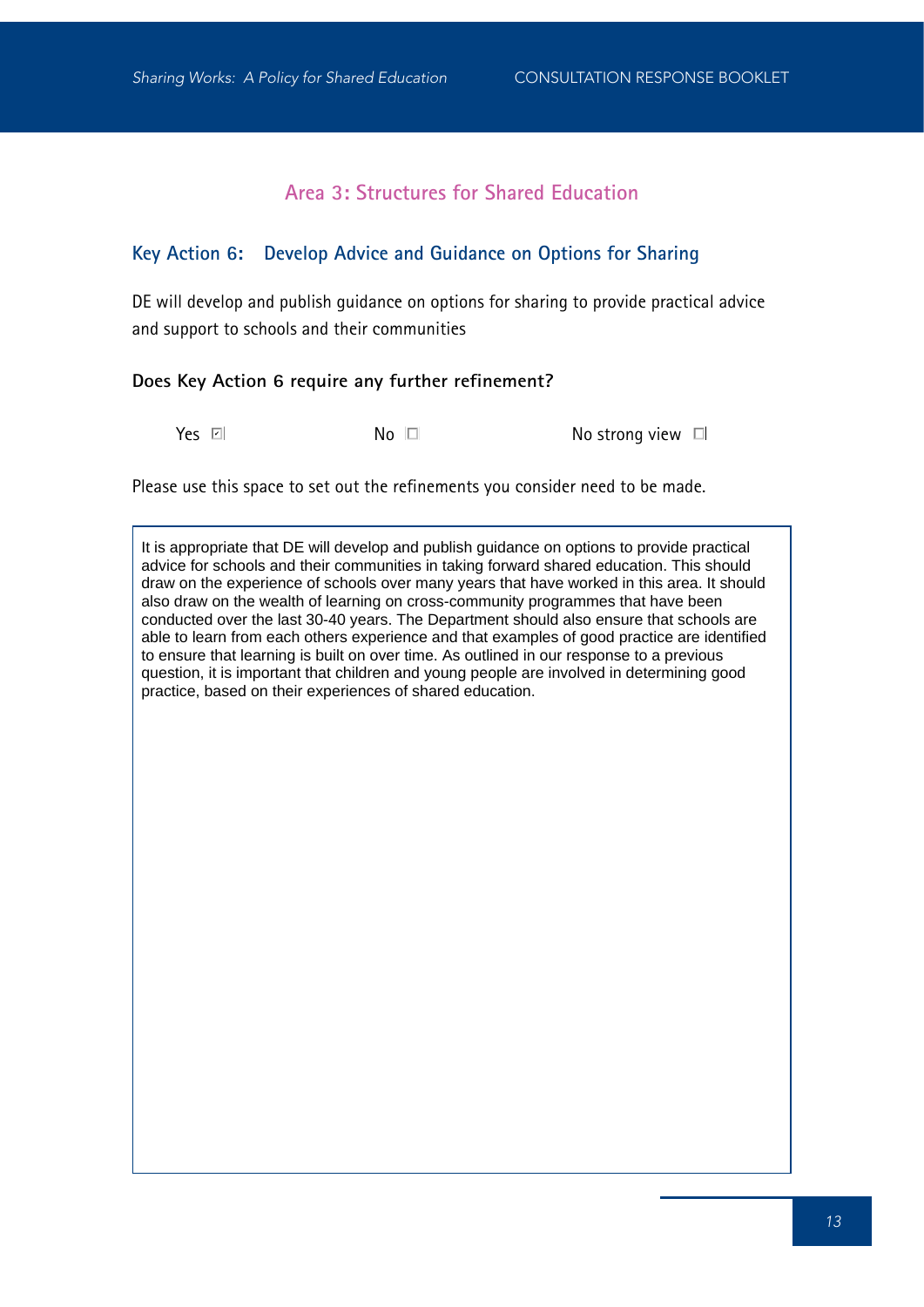## Area 3: Structures for Shared Education

### Key Action 6: Develop Advice and Guidance on Options for Sharing

DE will develop and publish guidance on options for sharing to provide practical advice and support to schools and their communities

**Does Key Action 6 require any further refinement?**

Yes ☑ No ☐ No strong view ☐

Please use this space to set out the refinements you consider need to be made.

It is appropriate that DE will develop and publish guidance on options to provide practical advice for schools and their communities in taking forward shared education. This should draw on the experience of schools over many years that have worked in this area. It should also draw on the wealth of learning on cross-community programmes that have been conducted over the last 30-40 years. The Department should also ensure that schools are able to learn from each others experience and that examples of good practice are identified to ensure that learning is built on over time. As outlined in our response to a previous question, it is important that children and young people are involved in determining good practice, based on their experiences of shared education.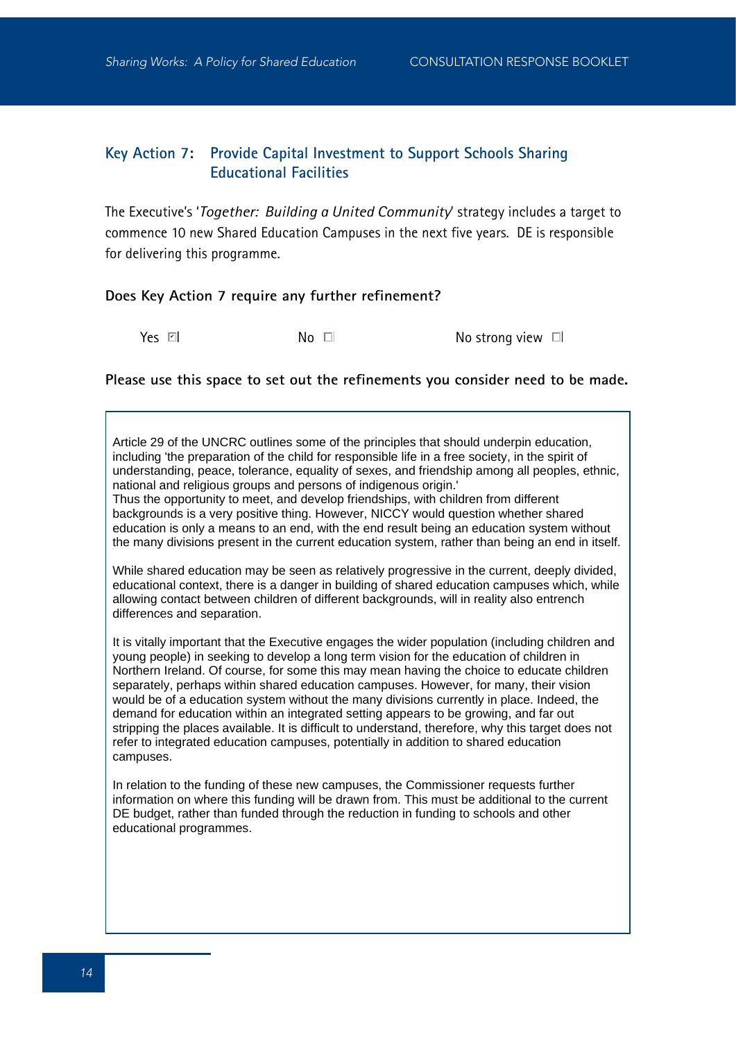## Key Action 7: Provide Capital Investment to Support Schools Sharing Educational Facilities

The Executive's '*Together: Building a United Community*' strategy includes a target to commence 10 new Shared Education Campuses in the next five years. DE is responsible for delivering this programme.

**Does Key Action 7 require any further refinement?**

Yes ☑ No ☐ No strong view ☐

**Please use this space to set out the refinements you consider need to be made.**

Article 29 of the UNCRC outlines some of the principles that should underpin education, including 'the preparation of the child for responsible life in a free society, in the spirit of understanding, peace, tolerance, equality of sexes, and friendship among all peoples, ethnic, national and religious groups and persons of indigenous origin.'
Thus the opportunity to meet, and develop friendships, with children from different backgrounds is a very positive thing. However, NICCY would question whether shared education is only a means to an end, with the end result being an education system without the many divisions present in the current education system, rather than being an end in itself.

While shared education may be seen as relatively progressive in the current, deeply divided, educational context, there is a danger in building of shared education campuses which, while allowing contact between children of different backgrounds, will in reality also entrench differences and separation.

It is vitally important that the Executive engages the wider population (including children and young people) in seeking to develop a long term vision for the education of children in Northern Ireland. Of course, for some this may mean having the choice to educate children separately, perhaps within shared education campuses. However, for many, their vision would be of a education system without the many divisions currently in place. Indeed, the demand for education within an integrated setting appears to be growing, and far out stripping the places available. It is difficult to understand, therefore, why this target does not refer to integrated education campuses, potentially in addition to shared education campuses.

In relation to the funding of these new campuses, the Commissioner requests further information on where this funding will be drawn from. This must be additional to the current DE budget, rather than funded through the reduction in funding to schools and other educational programmes.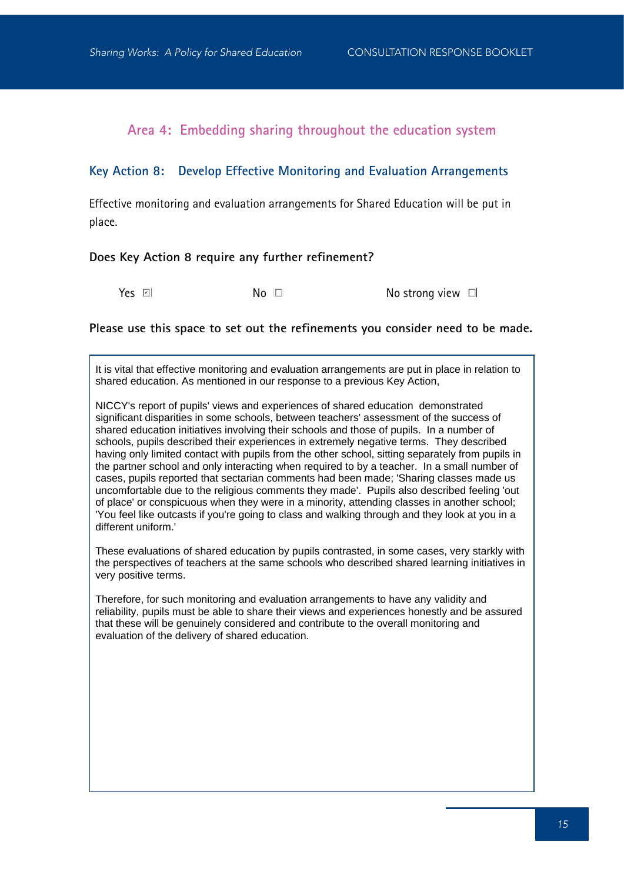## Area 4: Embedding sharing throughout the education system

### Key Action 8: Develop Effective Monitoring and Evaluation Arrangements

Effective monitoring and evaluation arrangements for Shared Education will be put in place.

**Does Key Action 8 require any further refinement?**

Yes ☑ No ☐ No strong view ☐

**Please use this space to set out the refinements you consider need to be made.**

It is vital that effective monitoring and evaluation arrangements are put in place in relation to shared education. As mentioned in our response to a previous Key Action,

NICCY's report of pupils' views and experiences of shared education demonstrated significant disparities in some schools, between teachers' assessment of the success of shared education initiatives involving their schools and those of pupils. In a number of schools, pupils described their experiences in extremely negative terms. They described having only limited contact with pupils from the other school, sitting separately from pupils in the partner school and only interacting when required to by a teacher. In a small number of cases, pupils reported that sectarian comments had been made; 'Sharing classes made us uncomfortable due to the religious comments they made'. Pupils also described feeling 'out of place' or conspicuous when they were in a minority, attending classes in another school; 'You feel like outcasts if you're going to class and walking through and they look at you in a different uniform.'

These evaluations of shared education by pupils contrasted, in some cases, very starkly with the perspectives of teachers at the same schools who described shared learning initiatives in very positive terms.

Therefore, for such monitoring and evaluation arrangements to have any validity and reliability, pupils must be able to share their views and experiences honestly and be assured that these will be genuinely considered and contribute to the overall monitoring and evaluation of the delivery of shared education.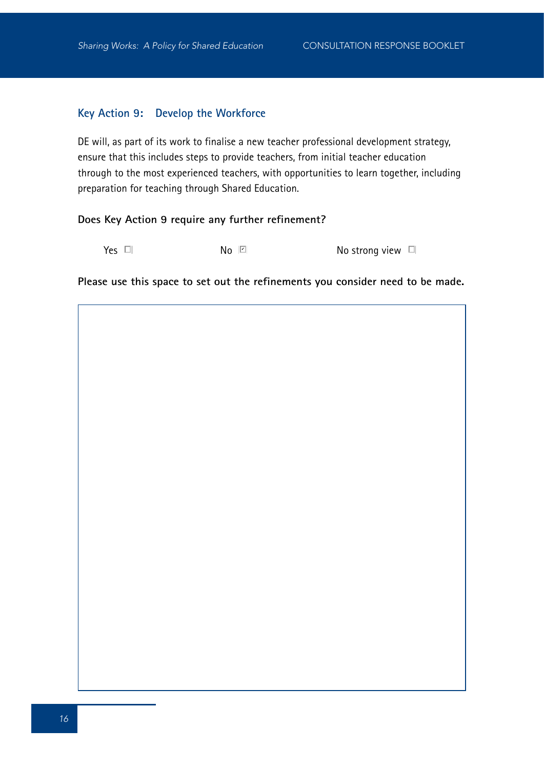## Key Action 9: Develop the Workforce

DE will, as part of its work to finalise a new teacher professional development strategy, ensure that this includes steps to provide teachers, from initial teacher education through to the most experienced teachers, with opportunities to learn together, including preparation for teaching through Shared Education.

**Does Key Action 9 require any further refinement?**

Yes ☐ No ☑ No strong view ☐

**Please use this space to set out the refinements you consider need to be made.**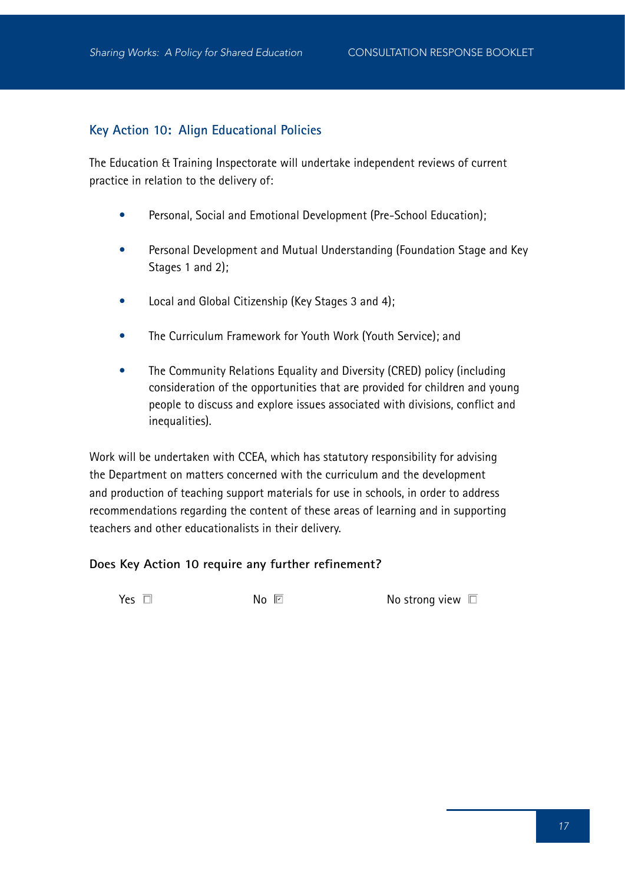## Key Action 10: Align Educational Policies

The Education & Training Inspectorate will undertake independent reviews of current practice in relation to the delivery of:

- Personal, Social and Emotional Development (Pre-School Education);
- Personal Development and Mutual Understanding (Foundation Stage and Key Stages 1 and 2);
- Local and Global Citizenship (Key Stages 3 and 4);
- The Curriculum Framework for Youth Work (Youth Service); and
- The Community Relations Equality and Diversity (CRED) policy (including consideration of the opportunities that are provided for children and young people to discuss and explore issues associated with divisions, conflict and inequalities).

Work will be undertaken with CCEA, which has statutory responsibility for advising the Department on matters concerned with the curriculum and the development and production of teaching support materials for use in schools, in order to address recommendations regarding the content of these areas of learning and in supporting teachers and other educationalists in their delivery.

**Does Key Action 10 require any further refinement?**

Yes ☐ No ☑ No strong view ☐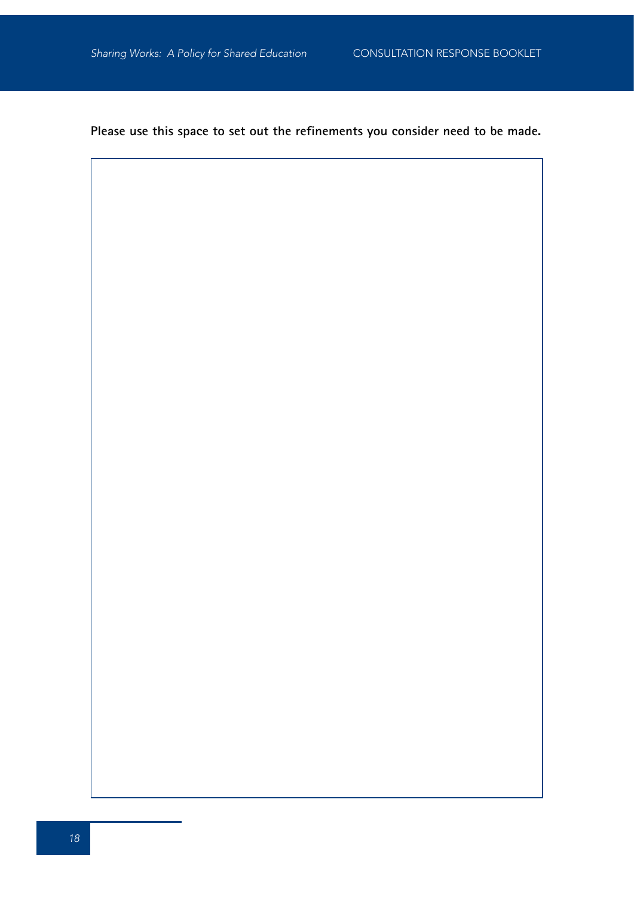**Please use this space to set out the refinements you consider need to be made.**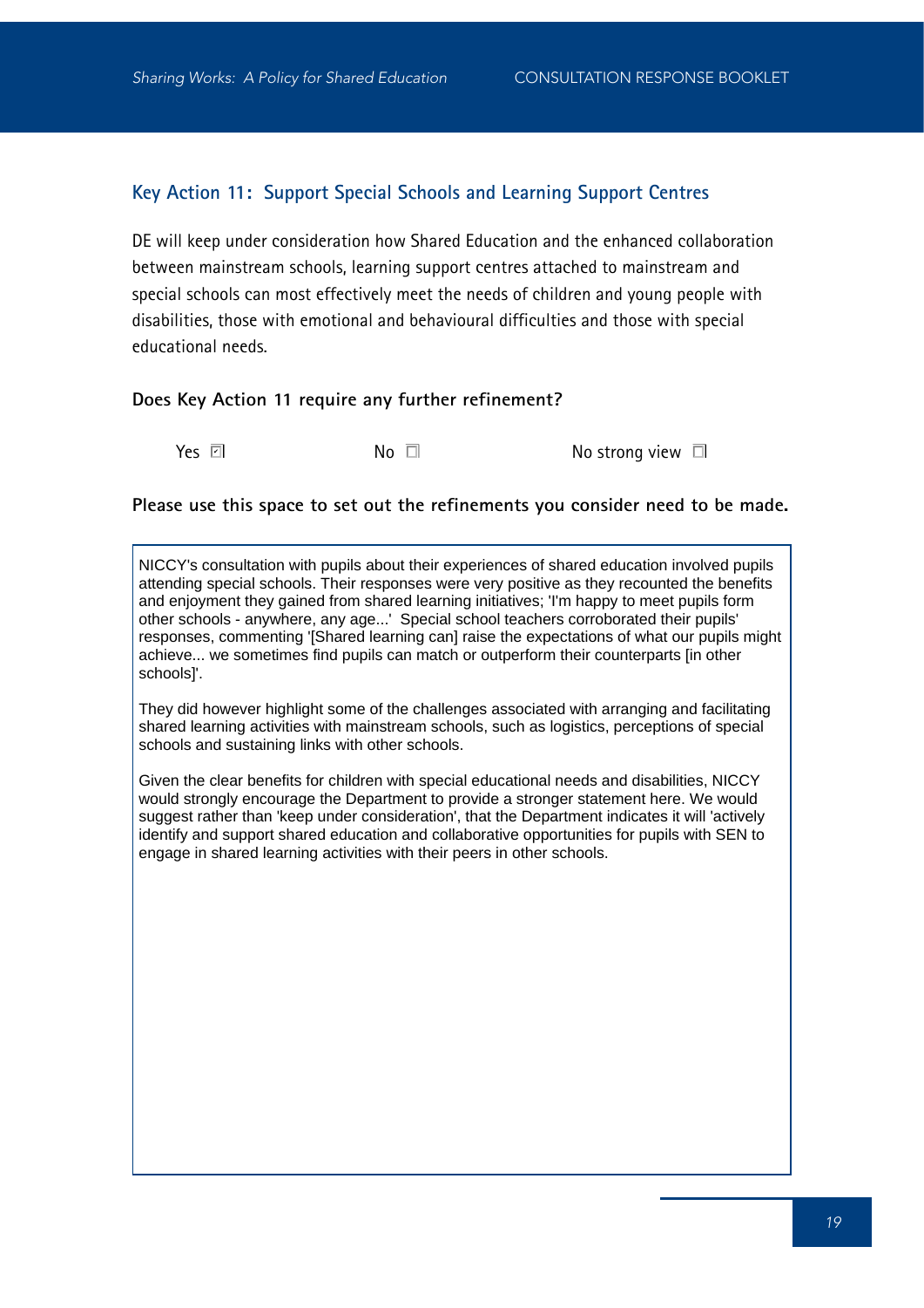## Key Action 11: Support Special Schools and Learning Support Centres

DE will keep under consideration how Shared Education and the enhanced collaboration between mainstream schools, learning support centres attached to mainstream and special schools can most effectively meet the needs of children and young people with disabilities, those with emotional and behavioural difficulties and those with special educational needs.

**Does Key Action 11 require any further refinement?**

Yes ☑ No ☐ No strong view ☐

**Please use this space to set out the refinements you consider need to be made.**

NICCY's consultation with pupils about their experiences of shared education involved pupils attending special schools. Their responses were very positive as they recounted the benefits and enjoyment they gained from shared learning initiatives; 'I'm happy to meet pupils form other schools - anywhere, any age...' Special school teachers corroborated their pupils' responses, commenting '[Shared learning can] raise the expectations of what our pupils might achieve... we sometimes find pupils can match or outperform their counterparts [in other schools]'.

They did however highlight some of the challenges associated with arranging and facilitating shared learning activities with mainstream schools, such as logistics, perceptions of special schools and sustaining links with other schools.

Given the clear benefits for children with special educational needs and disabilities, NICCY would strongly encourage the Department to provide a stronger statement here. We would suggest rather than 'keep under consideration', that the Department indicates it will 'actively identify and support shared education and collaborative opportunities for pupils with SEN to engage in shared learning activities with their peers in other schools.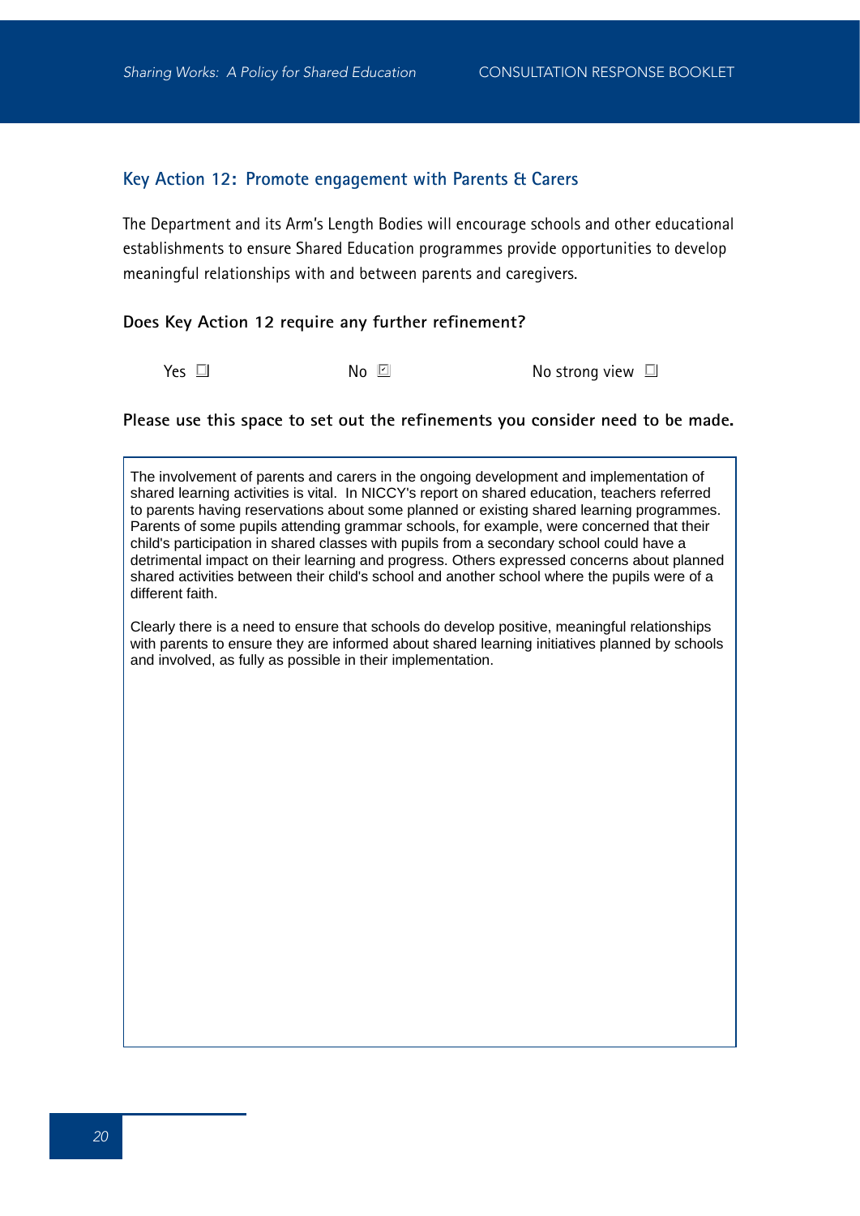## Key Action 12: Promote engagement with Parents & Carers

The Department and its Arm's Length Bodies will encourage schools and other educational establishments to ensure Shared Education programmes provide opportunities to develop meaningful relationships with and between parents and caregivers.

**Does Key Action 12 require any further refinement?**

Yes ☐ No ☑ No strong view ☐

**Please use this space to set out the refinements you consider need to be made.**

The involvement of parents and carers in the ongoing development and implementation of shared learning activities is vital. In NICCY's report on shared education, teachers referred to parents having reservations about some planned or existing shared learning programmes. Parents of some pupils attending grammar schools, for example, were concerned that their child's participation in shared classes with pupils from a secondary school could have a detrimental impact on their learning and progress. Others expressed concerns about planned shared activities between their child's school and another school where the pupils were of a different faith.

Clearly there is a need to ensure that schools do develop positive, meaningful relationships with parents to ensure they are informed about shared learning initiatives planned by schools and involved, as fully as possible in their implementation.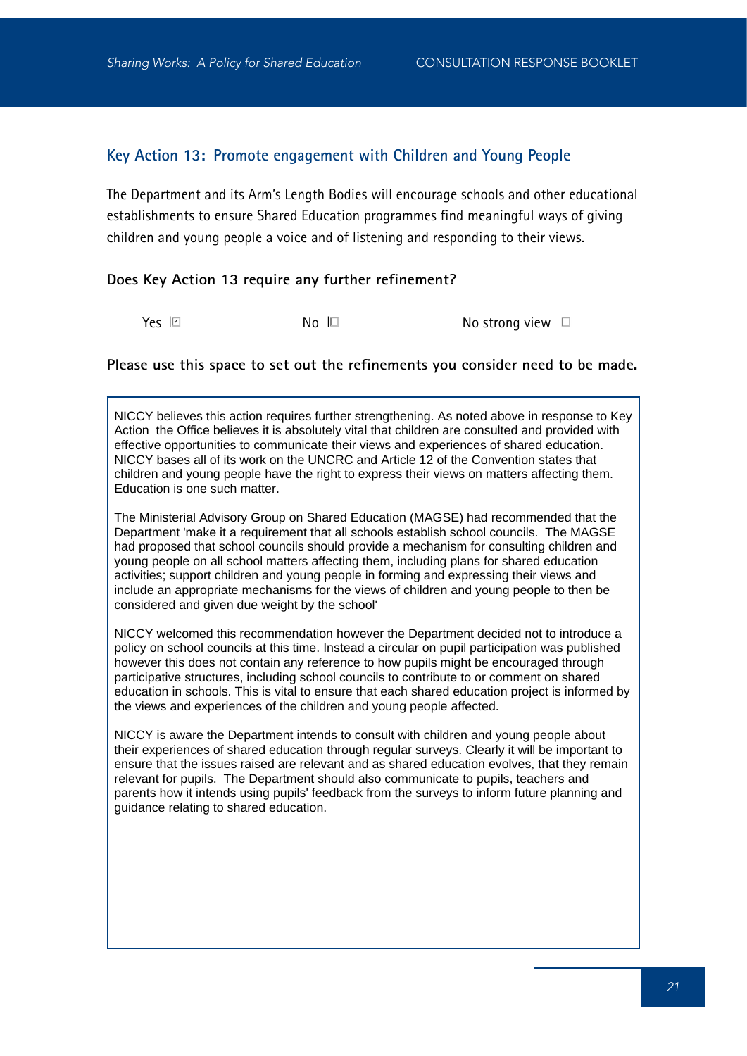## Key Action 13: Promote engagement with Children and Young People

The Department and its Arm's Length Bodies will encourage schools and other educational establishments to ensure Shared Education programmes find meaningful ways of giving children and young people a voice and of listening and responding to their views.

**Does Key Action 13 require any further refinement?**

Yes ☑ No ☐ No strong view ☐

**Please use this space to set out the refinements you consider need to be made.**

NICCY believes this action requires further strengthening. As noted above in response to Key Action the Office believes it is absolutely vital that children are consulted and provided with effective opportunities to communicate their views and experiences of shared education. NICCY bases all of its work on the UNCRC and Article 12 of the Convention states that children and young people have the right to express their views on matters affecting them. Education is one such matter.

The Ministerial Advisory Group on Shared Education (MAGSE) had recommended that the Department 'make it a requirement that all schools establish school councils. The MAGSE had proposed that school councils should provide a mechanism for consulting children and young people on all school matters affecting them, including plans for shared education activities; support children and young people in forming and expressing their views and include an appropriate mechanisms for the views of children and young people to then be considered and given due weight by the school'

NICCY welcomed this recommendation however the Department decided not to introduce a policy on school councils at this time. Instead a circular on pupil participation was published however this does not contain any reference to how pupils might be encouraged through participative structures, including school councils to contribute to or comment on shared education in schools. This is vital to ensure that each shared education project is informed by the views and experiences of the children and young people affected.

NICCY is aware the Department intends to consult with children and young people about their experiences of shared education through regular surveys. Clearly it will be important to ensure that the issues raised are relevant and as shared education evolves, that they remain relevant for pupils. The Department should also communicate to pupils, teachers and parents how it intends using pupils' feedback from the surveys to inform future planning and guidance relating to shared education.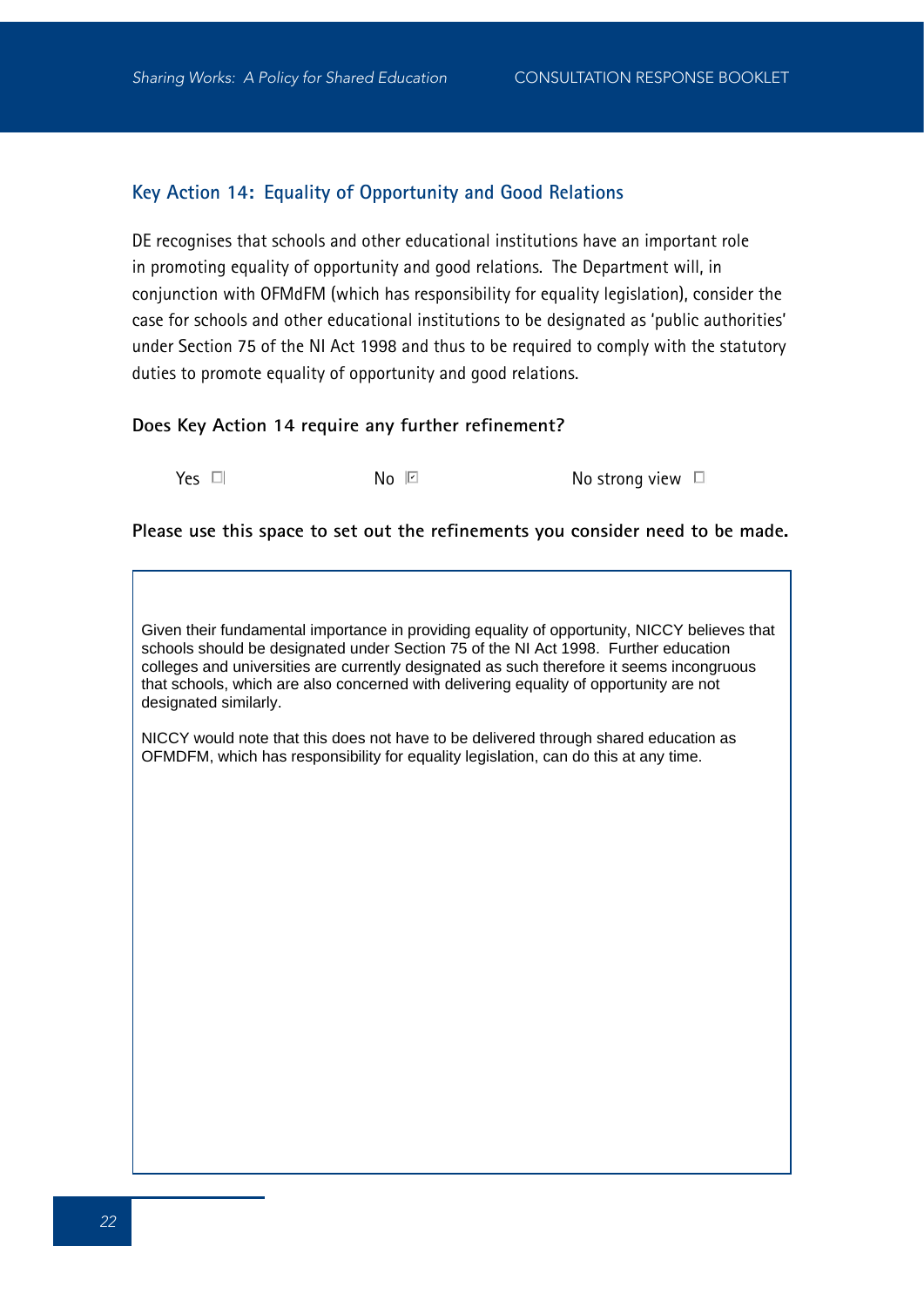## Key Action 14: Equality of Opportunity and Good Relations

DE recognises that schools and other educational institutions have an important role in promoting equality of opportunity and good relations. The Department will, in conjunction with OFMdFM (which has responsibility for equality legislation), consider the case for schools and other educational institutions to be designated as 'public authorities' under Section 75 of the NI Act 1998 and thus to be required to comply with the statutory duties to promote equality of opportunity and good relations.

**Does Key Action 14 require any further refinement?**

Yes ☐ No ☑ No strong view ☐

**Please use this space to set out the refinements you consider need to be made.**

Given their fundamental importance in providing equality of opportunity, NICCY believes that schools should be designated under Section 75 of the NI Act 1998. Further education colleges and universities are currently designated as such therefore it seems incongruous that schools, which are also concerned with delivering equality of opportunity are not designated similarly.

NICCY would note that this does not have to be delivered through shared education as OFMDFM, which has responsibility for equality legislation, can do this at any time.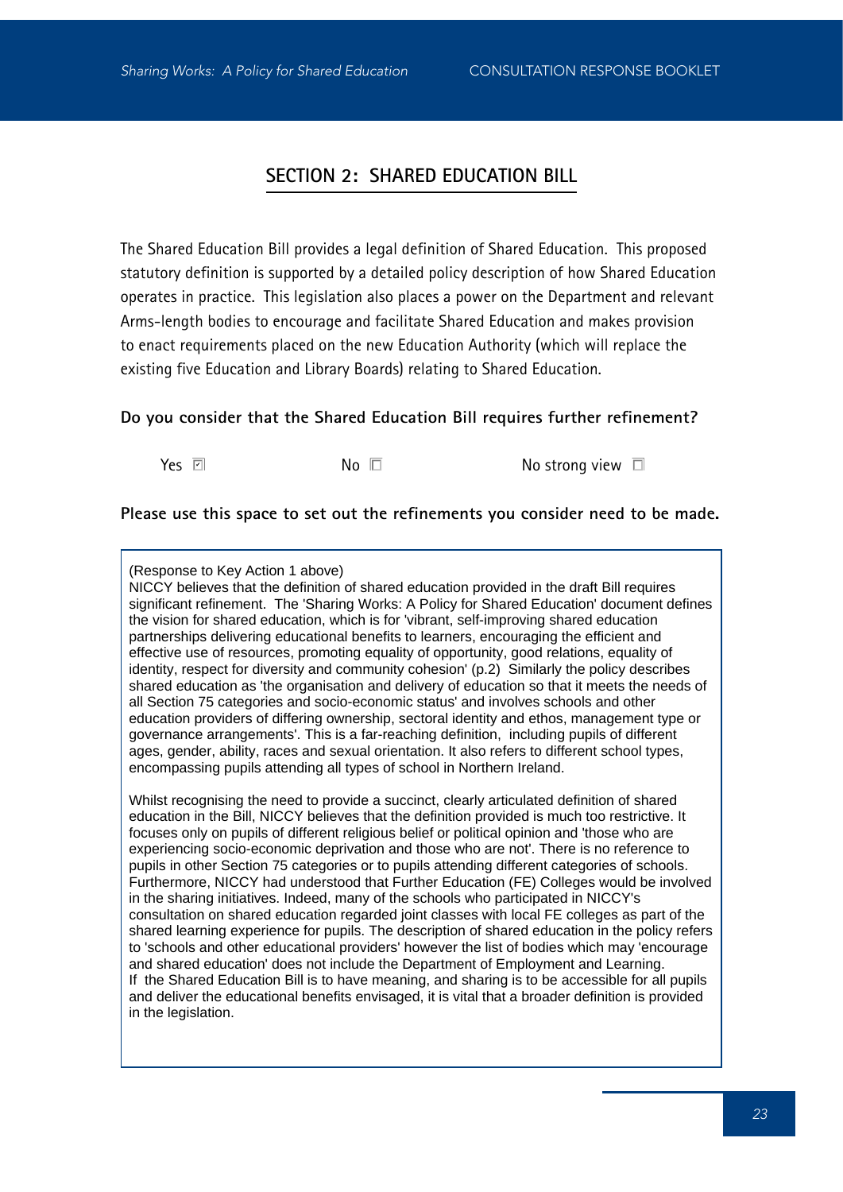## SECTION 2: SHARED EDUCATION BILL

The Shared Education Bill provides a legal definition of Shared Education. This proposed statutory definition is supported by a detailed policy description of how Shared Education operates in practice. This legislation also places a power on the Department and relevant Arms-length bodies to encourage and facilitate Shared Education and makes provision to enact requirements placed on the new Education Authority (which will replace the existing five Education and Library Boards) relating to Shared Education.

**Do you consider that the Shared Education Bill requires further refinement?**

Yes ☑ No ☐ No strong view ☐

**Please use this space to set out the refinements you consider need to be made.**

(Response to Key Action 1 above)
NICCY believes that the definition of shared education provided in the draft Bill requires significant refinement. The 'Sharing Works: A Policy for Shared Education' document defines the vision for shared education, which is for 'vibrant, self-improving shared education partnerships delivering educational benefits to learners, encouraging the efficient and effective use of resources, promoting equality of opportunity, good relations, equality of identity, respect for diversity and community cohesion' (p.2) Similarly the policy describes shared education as 'the organisation and delivery of education so that it meets the needs of all Section 75 categories and socio-economic status' and involves schools and other education providers of differing ownership, sectoral identity and ethos, management type or governance arrangements'. This is a far-reaching definition, including pupils of different ages, gender, ability, races and sexual orientation. It also refers to different school types, encompassing pupils attending all types of school in Northern Ireland.

Whilst recognising the need to provide a succinct, clearly articulated definition of shared education in the Bill, NICCY believes that the definition provided is much too restrictive. It focuses only on pupils of different religious belief or political opinion and 'those who are experiencing socio-economic deprivation and those who are not'. There is no reference to pupils in other Section 75 categories or to pupils attending different categories of schools. Furthermore, NICCY had understood that Further Education (FE) Colleges would be involved in the sharing initiatives. Indeed, many of the schools who participated in NICCY's consultation on shared education regarded joint classes with local FE colleges as part of the shared learning experience for pupils. The description of shared education in the policy refers to 'schools and other educational providers' however the list of bodies which may 'encourage and shared education' does not include the Department of Employment and Learning.
If the Shared Education Bill is to have meaning, and sharing is to be accessible for all pupils and deliver the educational benefits envisaged, it is vital that a broader definition is provided in the legislation.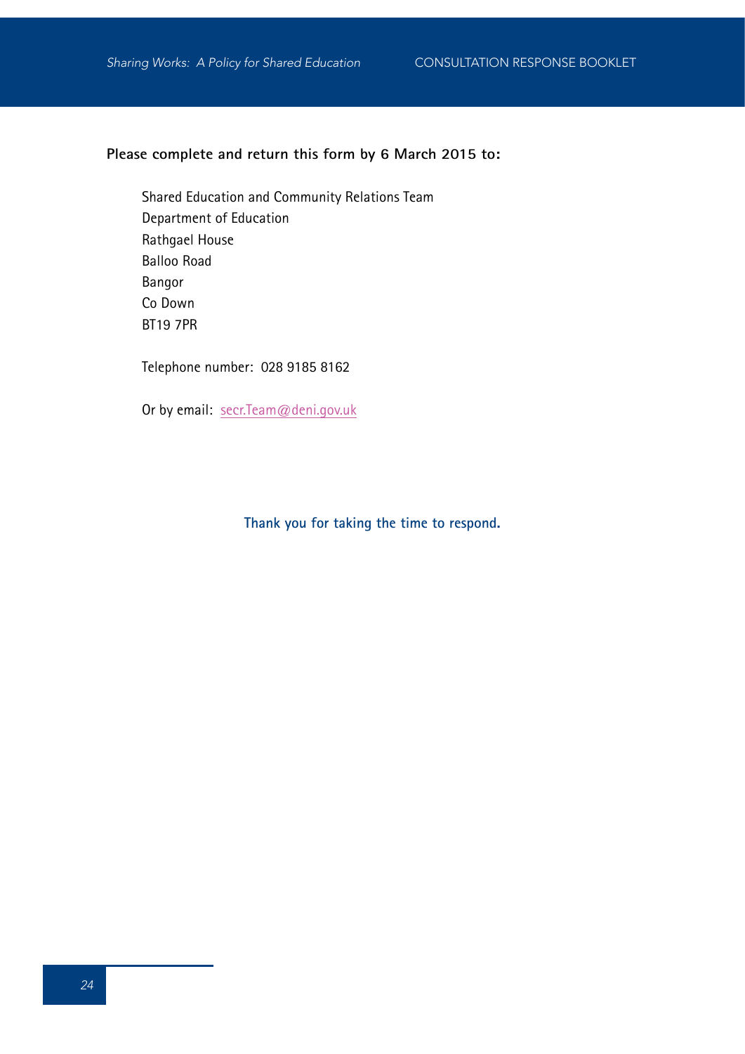**Please complete and return this form by 6 March 2015 to:**

Shared Education and Community Relations Team
Department of Education
Rathgael House
Balloo Road
Bangor
Co Down
BT19 7PR

Telephone number: 028 9185 8162

Or by email: secr.Team@deni.gov.uk

**Thank you for taking the time to respond.**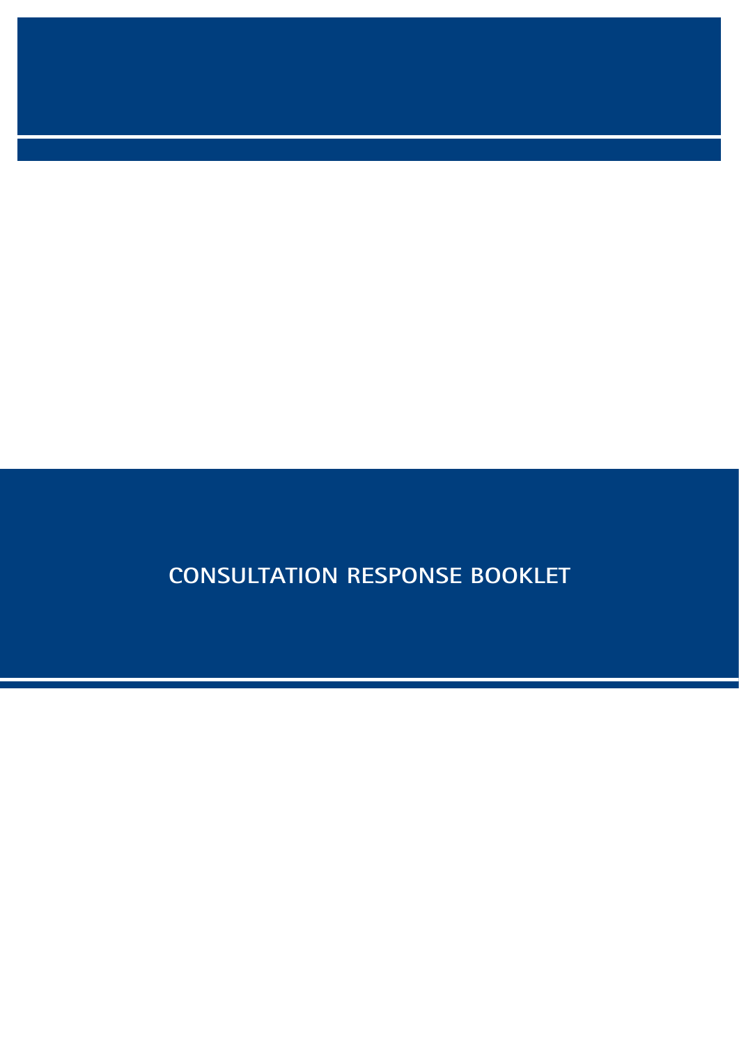# CONSULTATION RESPONSE BOOKLET